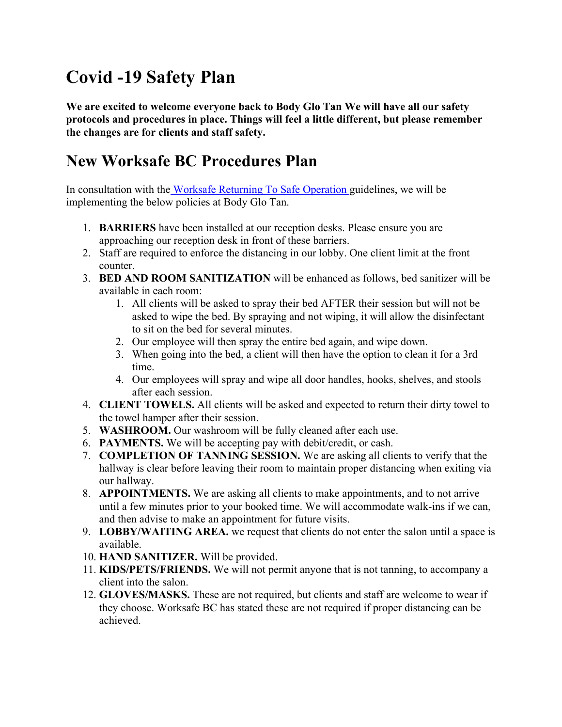# Covid -19 Safety Plan

**We are excited to welcome everyone back to Body Glo Tan We will have all our safety protocols and procedures in place. Things will feel a little different, but please remember the changes are for clients and staff safety.**

# New Worksafe BC Procedures Plan

In consultation with the Worksafe Returning To Safe Operation guidelines, we will be implementing the below policies at Body Glo Tan.

1. **BARRIERS** have been installed at our reception desks. Please ensure you are approaching our reception desk in front of these barriers.
2. Staff are required to enforce the distancing in our lobby. One client limit at the front counter.
3. **BED AND ROOM SANITIZATION** will be enhanced as follows, bed sanitizer will be available in each room:
   1. All clients will be asked to spray their bed AFTER their session but will not be asked to wipe the bed. By spraying and not wiping, it will allow the disinfectant to sit on the bed for several minutes.
   2. Our employee will then spray the entire bed again, and wipe down.
   3. When going into the bed, a client will then have the option to clean it for a 3rd time.
   4. Our employees will spray and wipe all door handles, hooks, shelves, and stools after each session.
4. **CLIENT TOWELS.** All clients will be asked and expected to return their dirty towel to the towel hamper after their session.
5. **WASHROOM.** Our washroom will be fully cleaned after each use.
6. **PAYMENTS.** We will be accepting pay with debit/credit, or cash.
7. **COMPLETION OF TANNING SESSION.** We are asking all clients to verify that the hallway is clear before leaving their room to maintain proper distancing when exiting via our hallway.
8. **APPOINTMENTS.** We are asking all clients to make appointments, and to not arrive until a few minutes prior to your booked time. We will accommodate walk-ins if we can, and then advise to make an appointment for future visits.
9. **LOBBY/WAITING AREA.** we request that clients do not enter the salon until a space is available.
10. **HAND SANITIZER.** Will be provided.
11. **KIDS/PETS/FRIENDS.** We will not permit anyone that is not tanning, to accompany a client into the salon.
12. **GLOVES/MASKS.** These are not required, but clients and staff are welcome to wear if they choose. Worksafe BC has stated these are not required if proper distancing can be achieved.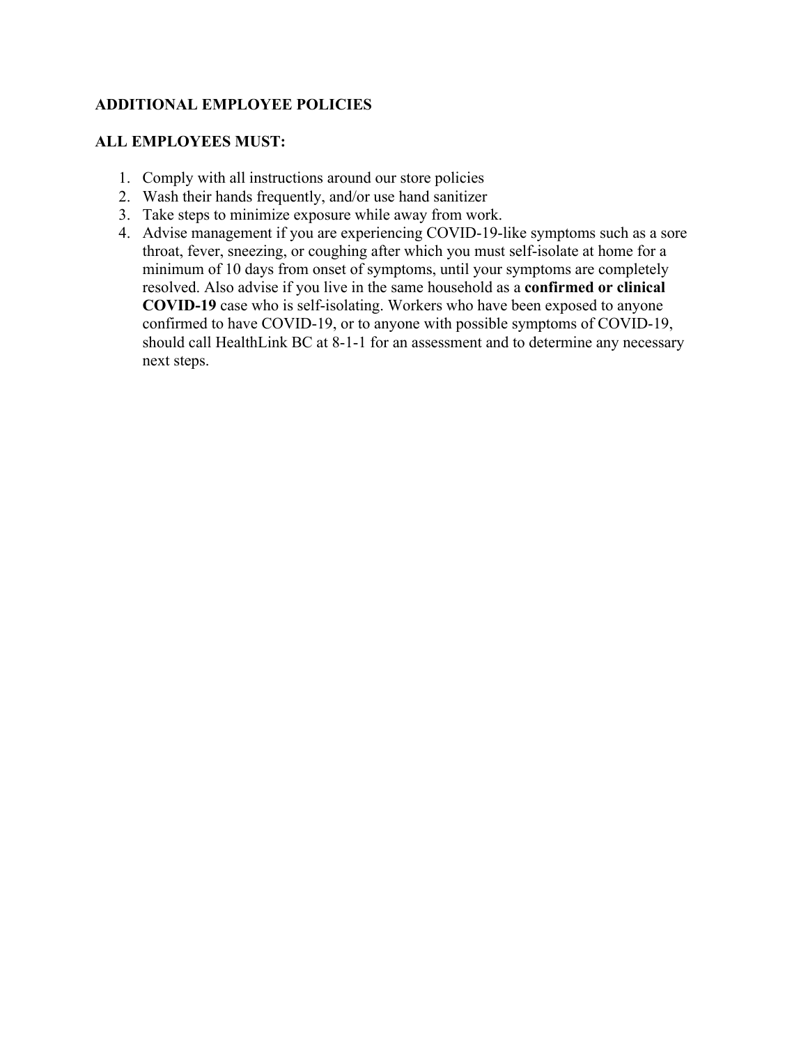**ADDITIONAL EMPLOYEE POLICIES**

**ALL EMPLOYEES MUST:**

1. Comply with all instructions around our store policies
2. Wash their hands frequently, and/or use hand sanitizer
3. Take steps to minimize exposure while away from work.
4. Advise management if you are experiencing COVID-19-like symptoms such as a sore throat, fever, sneezing, or coughing after which you must self-isolate at home for a minimum of 10 days from onset of symptoms, until your symptoms are completely resolved. Also advise if you live in the same household as a **confirmed or clinical COVID-19** case who is self-isolating. Workers who have been exposed to anyone confirmed to have COVID-19, or to anyone with possible symptoms of COVID-19, should call HealthLink BC at 8-1-1 for an assessment and to determine any necessary next steps.